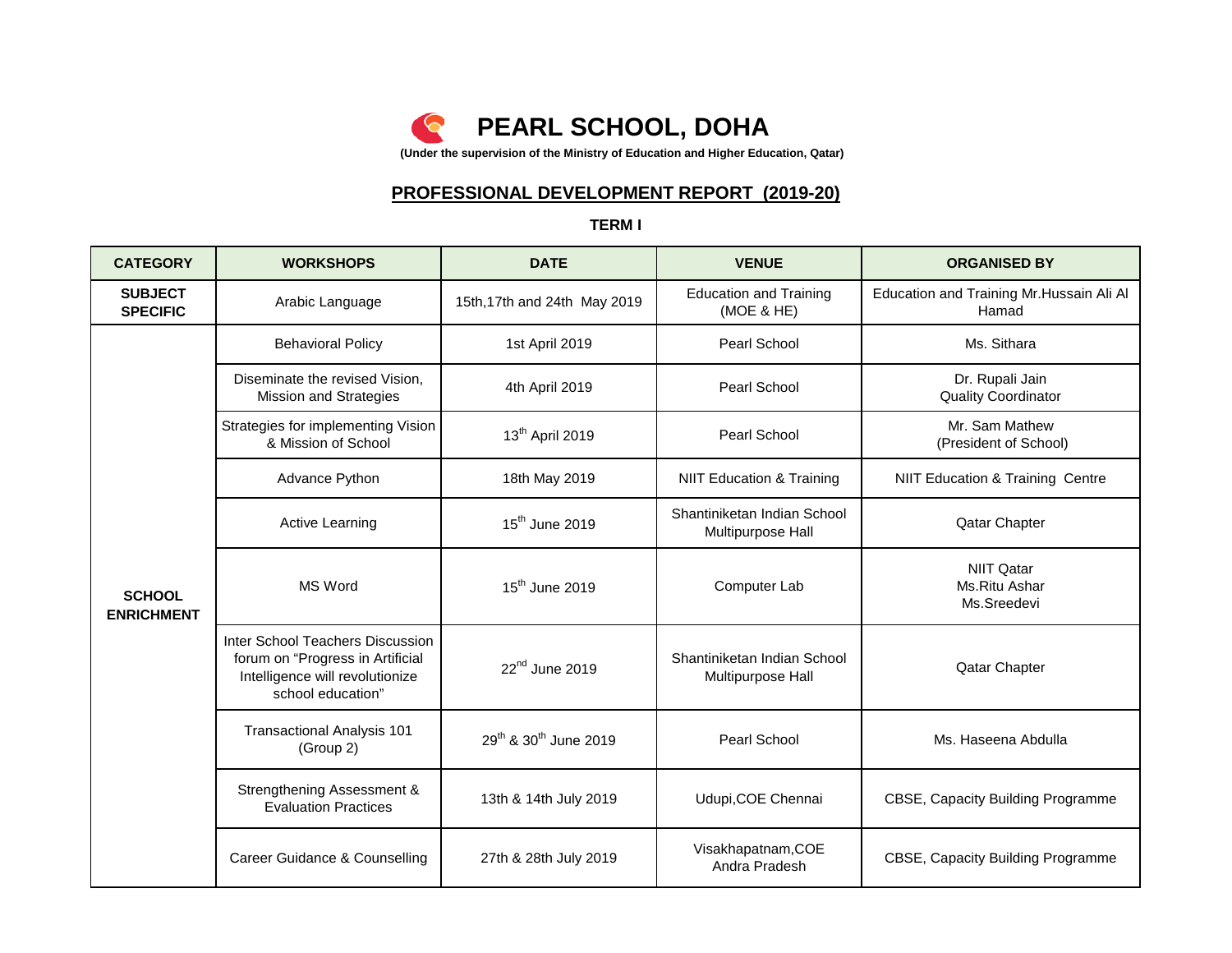# PEARL SCHOOL, DOHA

**(Under the supervision of the Ministry of Education and Higher Education, Qatar)**

## PROFESSIONAL DEVELOPMENT REPORT (2019-20)

**TERM I**

| CATEGORY | WORKSHOPS | DATE | VENUE | ORGANISED BY |
|---|---|---|---|---|
| **SUBJECT SPECIFIC** | Arabic Language | 15th,17th and 24th May 2019 | Education and Training (MOE & HE) | Education and Training Mr.Hussain Ali Al Hamad |
| **SCHOOL ENRICHMENT** | Behavioral Policy | 1st April 2019 | Pearl School | Ms. Sithara |
| | Diseminate the revised Vision, Mission and Strategies | 4th April 2019 | Pearl School | Dr. Rupali Jain Quality Coordinator |
| | Strategies for implementing Vision & Mission of School | 13th April 2019 | Pearl School | Mr. Sam Mathew (President of School) |
| | Advance Python | 18th May 2019 | NIIT Education & Training | NIIT Education & Training Centre |
| | Active Learning | 15th June 2019 | Shantiniketan Indian School Multipurpose Hall | Qatar Chapter |
| | MS Word | 15th June 2019 | Computer Lab | NIIT Qatar Ms.Ritu Ashar Ms.Sreedevi |
| | Inter School Teachers Discussion forum on "Progress in Artificial Intelligence will revolutionize school education" | 22nd June 2019 | Shantiniketan Indian School Multipurpose Hall | Qatar Chapter |
| | Transactional Analysis 101 (Group 2) | 29th & 30th June 2019 | Pearl School | Ms. Haseena Abdulla |
| | Strengthening Assessment & Evaluation Practices | 13th & 14th July 2019 | Udupi,COE Chennai | CBSE, Capacity Building Programme |
| | Career Guidance & Counselling | 27th & 28th July 2019 | Visakhapatnam,COE Andra Pradesh | CBSE, Capacity Building Programme |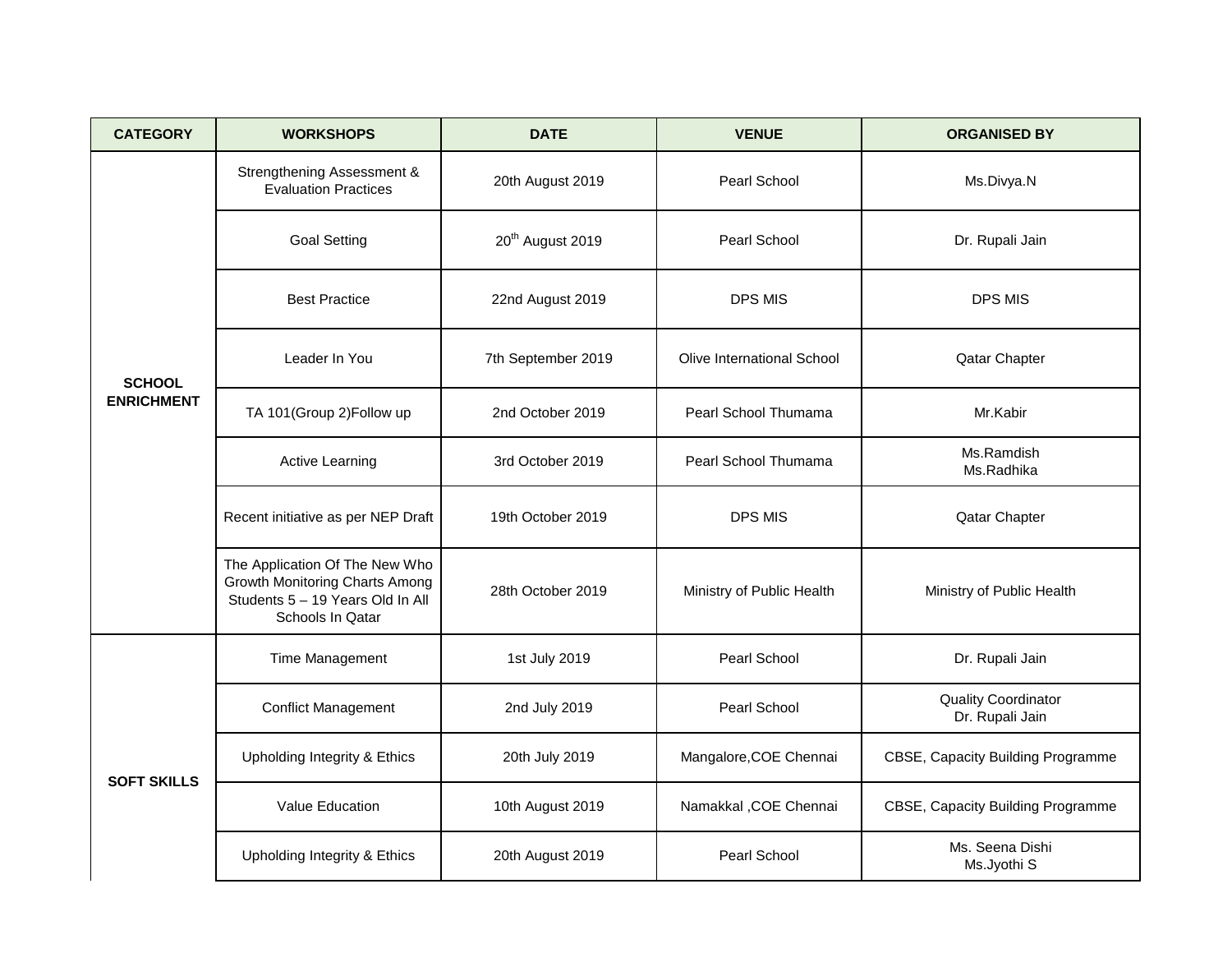| CATEGORY | WORKSHOPS | DATE | VENUE | ORGANISED BY |
|---|---|---|---|---|
| SCHOOL ENRICHMENT | Strengthening Assessment & Evaluation Practices | 20th August 2019 | Pearl School | Ms.Divya.N |
| | Goal Setting | 20th August 2019 | Pearl School | Dr. Rupali Jain |
| | Best Practice | 22nd August 2019 | DPS MIS | DPS MIS |
| | Leader In You | 7th September 2019 | Olive International School | Qatar Chapter |
| | TA 101(Group 2)Follow up | 2nd October 2019 | Pearl School Thumama | Mr.Kabir |
| | Active Learning | 3rd October 2019 | Pearl School Thumama | Ms.Ramdish<br>Ms.Radhika |
| | Recent initiative as per NEP Draft | 19th October 2019 | DPS MIS | Qatar Chapter |
| | The Application Of The New Who Growth Monitoring Charts Among Students 5 – 19 Years Old In All Schools In Qatar | 28th October 2019 | Ministry of Public Health | Ministry of Public Health |
| SOFT SKILLS | Time Management | 1st July 2019 | Pearl School | Dr. Rupali Jain |
| | Conflict Management | 2nd July 2019 | Pearl School | Quality Coordinator<br>Dr. Rupali Jain |
| | Upholding Integrity & Ethics | 20th July 2019 | Mangalore,COE Chennai | CBSE, Capacity Building Programme |
| | Value Education | 10th August 2019 | Namakkal ,COE Chennai | CBSE, Capacity Building Programme |
| | Upholding Integrity & Ethics | 20th August 2019 | Pearl School | Ms. Seena Dishi<br>Ms.Jyothi S |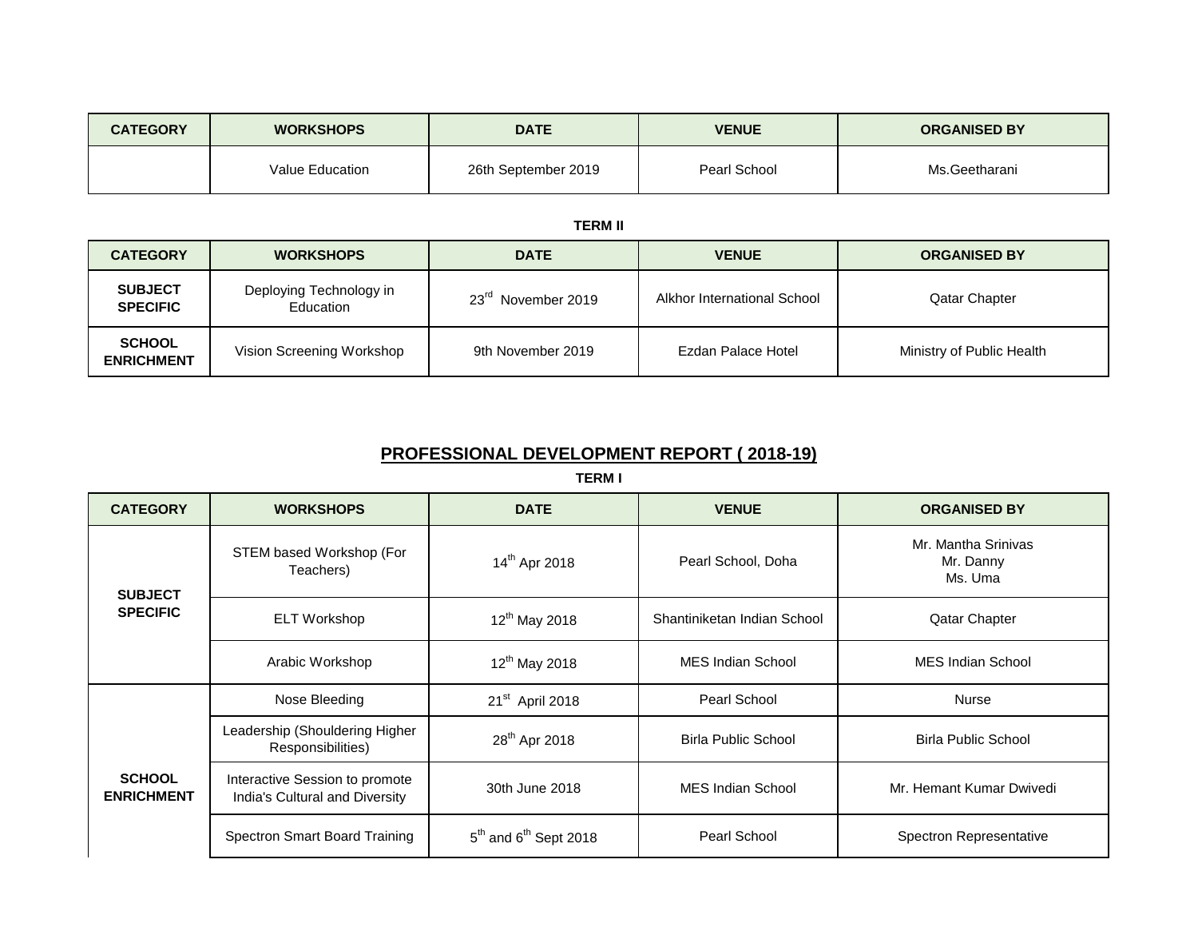| CATEGORY | WORKSHOPS | DATE | VENUE | ORGANISED BY |
|---|---|---|---|---|
| | Value Education | 26th September 2019 | Pearl School | Ms.Geetharani |

**TERM II**

| CATEGORY | WORKSHOPS | DATE | VENUE | ORGANISED BY |
|---|---|---|---|---|
| **SUBJECT SPECIFIC** | Deploying Technology in Education | 23rd November 2019 | Alkhor International School | Qatar Chapter |
| **SCHOOL ENRICHMENT** | Vision Screening Workshop | 9th November 2019 | Ezdan Palace Hotel | Ministry of Public Health |

## PROFESSIONAL DEVELOPMENT REPORT ( 2018-19)

**TERM I**

| CATEGORY | WORKSHOPS | DATE | VENUE | ORGANISED BY |
|---|---|---|---|---|
| **SUBJECT SPECIFIC** | STEM based Workshop (For Teachers) | 14th Apr 2018 | Pearl School, Doha | Mr. Mantha Srinivas<br>Mr. Danny<br>Ms. Uma |
| | ELT Workshop | 12th May 2018 | Shantiniketan Indian School | Qatar Chapter |
| | Arabic Workshop | 12th May 2018 | MES Indian School | MES Indian School |
| **SCHOOL ENRICHMENT** | Nose Bleeding | 21st April 2018 | Pearl School | Nurse |
| | Leadership (Shouldering Higher Responsibilities) | 28th Apr 2018 | Birla Public School | Birla Public School |
| | Interactive Session to promote India's Cultural and Diversity | 30th June 2018 | MES Indian School | Mr. Hemant Kumar Dwivedi |
| | Spectron Smart Board Training | 5th and 6th Sept 2018 | Pearl School | Spectron Representative |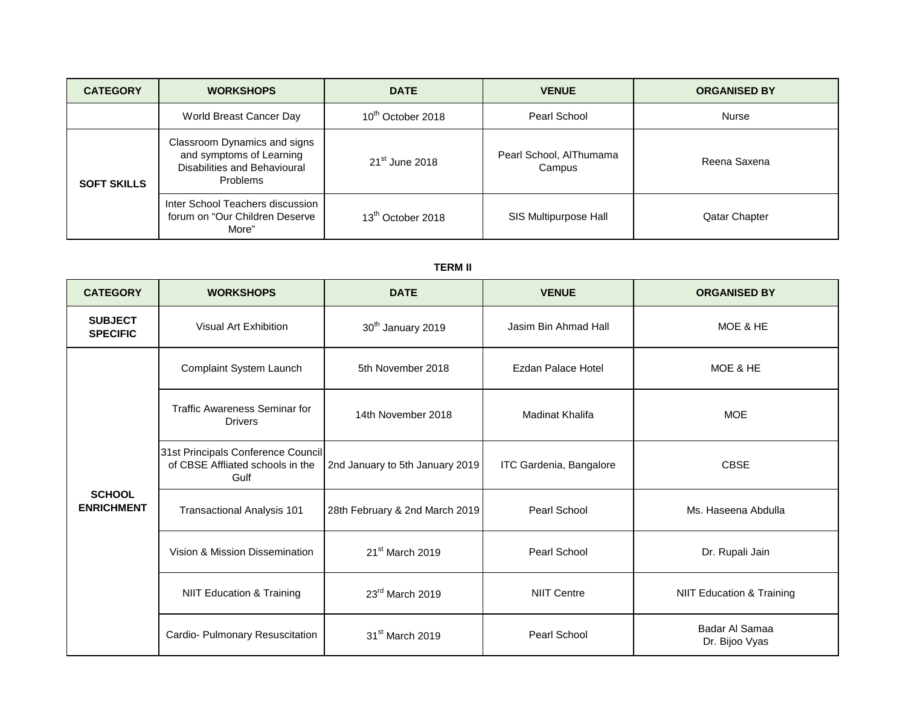| CATEGORY | WORKSHOPS | DATE | VENUE | ORGANISED BY |
|---|---|---|---|---|
| | World Breast Cancer Day | 10th October 2018 | Pearl School | Nurse |
| SOFT SKILLS | Classroom Dynamics and signs and symptoms of Learning Disabilities and Behavioural Problems | 21st June 2018 | Pearl School, AlThumama Campus | Reena Saxena |
| | Inter School Teachers discussion forum on “Our Children Deserve More” | 13th October 2018 | SIS Multipurpose Hall | Qatar Chapter |

**TERM II**

| CATEGORY | WORKSHOPS | DATE | VENUE | ORGANISED BY |
|---|---|---|---|---|
| SUBJECT SPECIFIC | Visual Art Exhibition | 30th January 2019 | Jasim Bin Ahmad Hall | MOE & HE |
| SCHOOL ENRICHMENT | Complaint System Launch | 5th November 2018 | Ezdan Palace Hotel | MOE & HE |
| | Traffic Awareness Seminar for Drivers | 14th November 2018 | Madinat Khalifa | MOE |
| | 31st Principals Conference Council of CBSE Affliated schools in the Gulf | 2nd January to 5th January 2019 | ITC Gardenia, Bangalore | CBSE |
| | Transactional Analysis 101 | 28th February & 2nd March 2019 | Pearl School | Ms. Haseena Abdulla |
| | Vision & Mission Dissemination | 21st March 2019 | Pearl School | Dr. Rupali Jain |
| | NIIT Education & Training | 23rd March 2019 | NIIT Centre | NIIT Education & Training |
| | Cardio- Pulmonary Resuscitation | 31st March 2019 | Pearl School | Badar Al Samaa<br>Dr. Bijoo Vyas |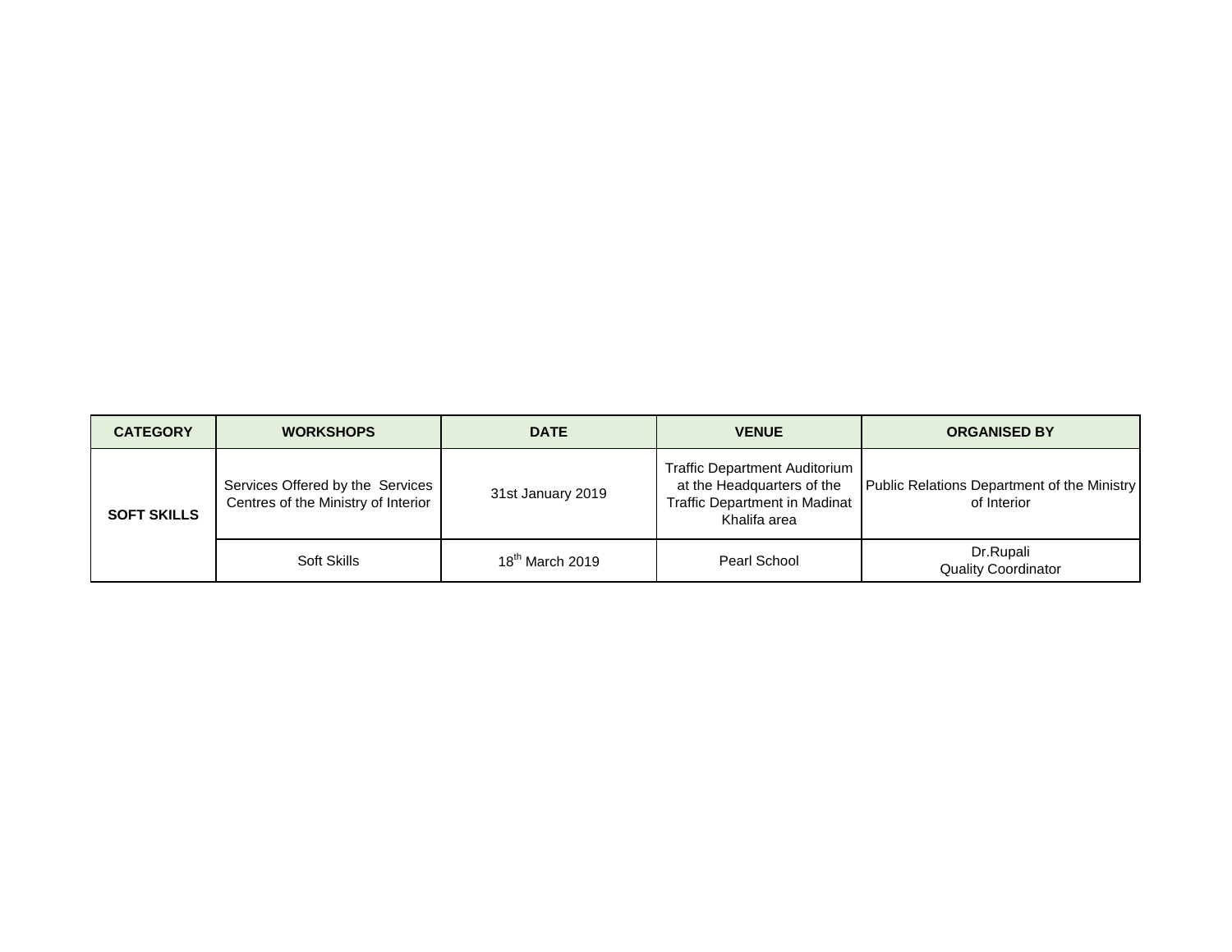| CATEGORY | WORKSHOPS | DATE | VENUE | ORGANISED BY |
|---|---|---|---|---|
| SOFT SKILLS | Services Offered by the Services Centres of the Ministry of Interior | 31st January 2019 | Traffic Department Auditorium at the Headquarters of the Traffic Department in Madinat Khalifa area | Public Relations Department of the Ministry of Interior |
| | Soft Skills | 18th March 2019 | Pearl School | Dr.Rupali Quality Coordinator |